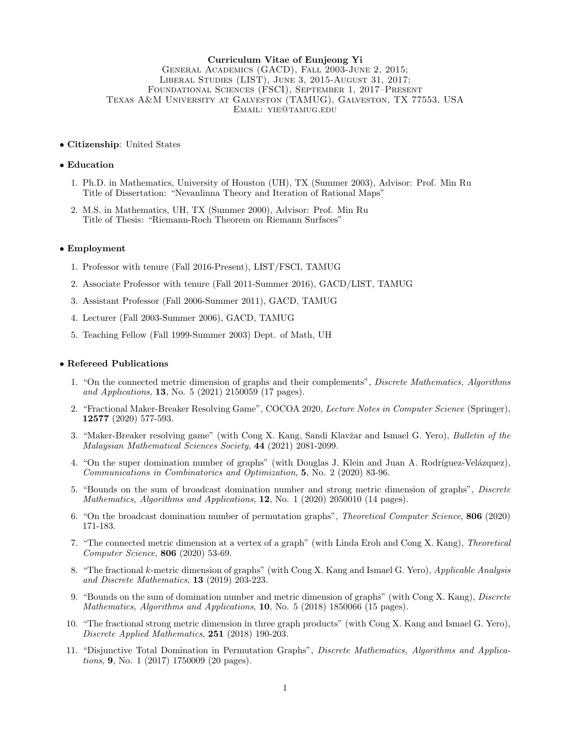**Curriculum Vitae of Eunjeong Yi**
General Academics (GACD), Fall 2003-June 2, 2015;
Liberal Studies (LIST), June 3, 2015-August 31, 2017;
Foundational Sciences (FSCI), September 1, 2017–Present
Texas A&M University at Galveston (TAMUG), Galveston, TX 77553, USA
Email: yie@tamug.edu

- **Citizenship**: United States

- **Education**

1. Ph.D. in Mathematics, University of Houston (UH), TX (Summer 2003), Advisor: Prof. Min Ru
   Title of Dissertation: "Nevanlinna Theory and Iteration of Rational Maps"
2. M.S. in Mathematics, UH, TX (Summer 2000), Advisor: Prof. Min Ru
   Title of Thesis: "Riemann-Roch Theorem on Riemann Surfaces"

- **Employment**

1. Professor with tenure (Fall 2016-Present), LIST/FSCI, TAMUG
2. Associate Professor with tenure (Fall 2011-Summer 2016), GACD/LIST, TAMUG
3. Assistant Professor (Fall 2006-Summer 2011), GACD, TAMUG
4. Lecturer (Fall 2003-Summer 2006), GACD, TAMUG
5. Teaching Fellow (Fall 1999-Summer 2003) Dept. of Math, UH

- **Refereed Publications**

1. "On the connected metric dimension of graphs and their complements", *Discrete Mathematics, Algorithms and Applications*, **13**, No. 5 (2021) 2150059 (17 pages).
2. "Fractional Maker-Breaker Resolving Game", COCOA 2020, *Lecture Notes in Computer Science* (Springer), **12577** (2020) 577-593.
3. "Maker-Breaker resolving game" (with Cong X. Kang, Sandi Klavžar and Ismael G. Yero), *Bulletin of the Malaysian Mathematical Sciences Society*, **44** (2021) 2081-2099.
4. "On the super domination number of graphs" (with Douglas J. Klein and Juan A. Rodríguez-Velázquez), *Communications in Combinatorics and Optimization*, **5**, No. 2 (2020) 83-96.
5. "Bounds on the sum of broadcast domination number and strong metric dimension of graphs", *Discrete Mathematics, Algorithms and Applications*, **12**, No. 1 (2020) 2050010 (14 pages).
6. "On the broadcast domination number of permutation graphs", *Theoretical Computer Science*, **806** (2020) 171-183.
7. "The connected metric dimension at a vertex of a graph" (with Linda Eroh and Cong X. Kang), *Theoretical Computer Science*, **806** (2020) 53-69.
8. "The fractional $k$-metric dimension of graphs" (with Cong X. Kang and Ismael G. Yero), *Applicable Analysis and Discrete Mathematics*, **13** (2019) 203-223.
9. "Bounds on the sum of domination number and metric dimension of graphs" (with Cong X. Kang), *Discrete Mathematics, Algorithms and Applications*, **10**, No. 5 (2018) 1850066 (15 pages).
10. "The fractional strong metric dimension in three graph products" (with Cong X. Kang and Ismael G. Yero), *Discrete Applied Mathematics*, **251** (2018) 190-203.
11. "Disjunctive Total Domination in Permutation Graphs", *Discrete Mathematics, Algorithms and Applications*, **9**, No. 1 (2017) 1750009 (20 pages).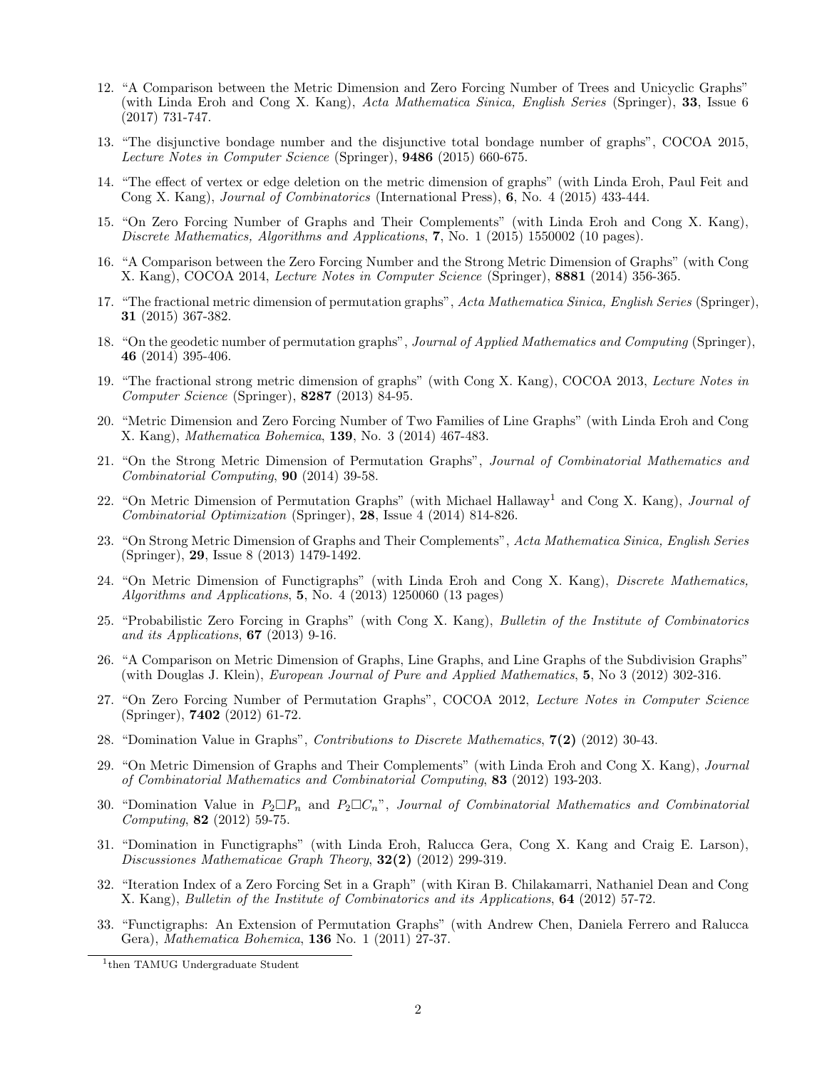12. "A Comparison between the Metric Dimension and Zero Forcing Number of Trees and Unicyclic Graphs" (with Linda Eroh and Cong X. Kang), *Acta Mathematica Sinica, English Series* (Springer), **33**, Issue 6 (2017) 731-747.

13. "The disjunctive bondage number and the disjunctive total bondage number of graphs", COCOA 2015, *Lecture Notes in Computer Science* (Springer), **9486** (2015) 660-675.

14. "The effect of vertex or edge deletion on the metric dimension of graphs" (with Linda Eroh, Paul Feit and Cong X. Kang), *Journal of Combinatorics* (International Press), **6**, No. 4 (2015) 433-444.

15. "On Zero Forcing Number of Graphs and Their Complements" (with Linda Eroh and Cong X. Kang), *Discrete Mathematics, Algorithms and Applications*, **7**, No. 1 (2015) 1550002 (10 pages).

16. "A Comparison between the Zero Forcing Number and the Strong Metric Dimension of Graphs" (with Cong X. Kang), COCOA 2014, *Lecture Notes in Computer Science* (Springer), **8881** (2014) 356-365.

17. "The fractional metric dimension of permutation graphs", *Acta Mathematica Sinica, English Series* (Springer), **31** (2015) 367-382.

18. "On the geodetic number of permutation graphs", *Journal of Applied Mathematics and Computing* (Springer), **46** (2014) 395-406.

19. "The fractional strong metric dimension of graphs" (with Cong X. Kang), COCOA 2013, *Lecture Notes in Computer Science* (Springer), **8287** (2013) 84-95.

20. "Metric Dimension and Zero Forcing Number of Two Families of Line Graphs" (with Linda Eroh and Cong X. Kang), *Mathematica Bohemica*, **139**, No. 3 (2014) 467-483.

21. "On the Strong Metric Dimension of Permutation Graphs", *Journal of Combinatorial Mathematics and Combinatorial Computing*, **90** (2014) 39-58.

22. "On Metric Dimension of Permutation Graphs" (with Michael Hallaway[1] and Cong X. Kang), *Journal of Combinatorial Optimization* (Springer), **28**, Issue 4 (2014) 814-826.

23. "On Strong Metric Dimension of Graphs and Their Complements", *Acta Mathematica Sinica, English Series* (Springer), **29**, Issue 8 (2013) 1479-1492.

24. "On Metric Dimension of Functigraphs" (with Linda Eroh and Cong X. Kang), *Discrete Mathematics, Algorithms and Applications*, **5**, No. 4 (2013) 1250060 (13 pages)

25. "Probabilistic Zero Forcing in Graphs" (with Cong X. Kang), *Bulletin of the Institute of Combinatorics and its Applications*, **67** (2013) 9-16.

26. "A Comparison on Metric Dimension of Graphs, Line Graphs, and Line Graphs of the Subdivision Graphs" (with Douglas J. Klein), *European Journal of Pure and Applied Mathematics*, **5**, No 3 (2012) 302-316.

27. "On Zero Forcing Number of Permutation Graphs", COCOA 2012, *Lecture Notes in Computer Science* (Springer), **7402** (2012) 61-72.

28. "Domination Value in Graphs", *Contributions to Discrete Mathematics*, **7(2)** (2012) 30-43.

29. "On Metric Dimension of Graphs and Their Complements" (with Linda Eroh and Cong X. Kang), *Journal of Combinatorial Mathematics and Combinatorial Computing*, **83** (2012) 193-203.

30. "Domination Value in $P_2 \square P_n$ and $P_2 \square C_n$", *Journal of Combinatorial Mathematics and Combinatorial Computing*, **82** (2012) 59-75.

31. "Domination in Functigraphs" (with Linda Eroh, Ralucca Gera, Cong X. Kang and Craig E. Larson), *Discussiones Mathematicae Graph Theory*, **32(2)** (2012) 299-319.

32. "Iteration Index of a Zero Forcing Set in a Graph" (with Kiran B. Chilakamarri, Nathaniel Dean and Cong X. Kang), *Bulletin of the Institute of Combinatorics and its Applications*, **64** (2012) 57-72.

33. "Functigraphs: An Extension of Permutation Graphs" (with Andrew Chen, Daniela Ferrero and Ralucca Gera), *Mathematica Bohemica*, **136** No. 1 (2011) 27-37.

[1] then TAMUG Undergraduate Student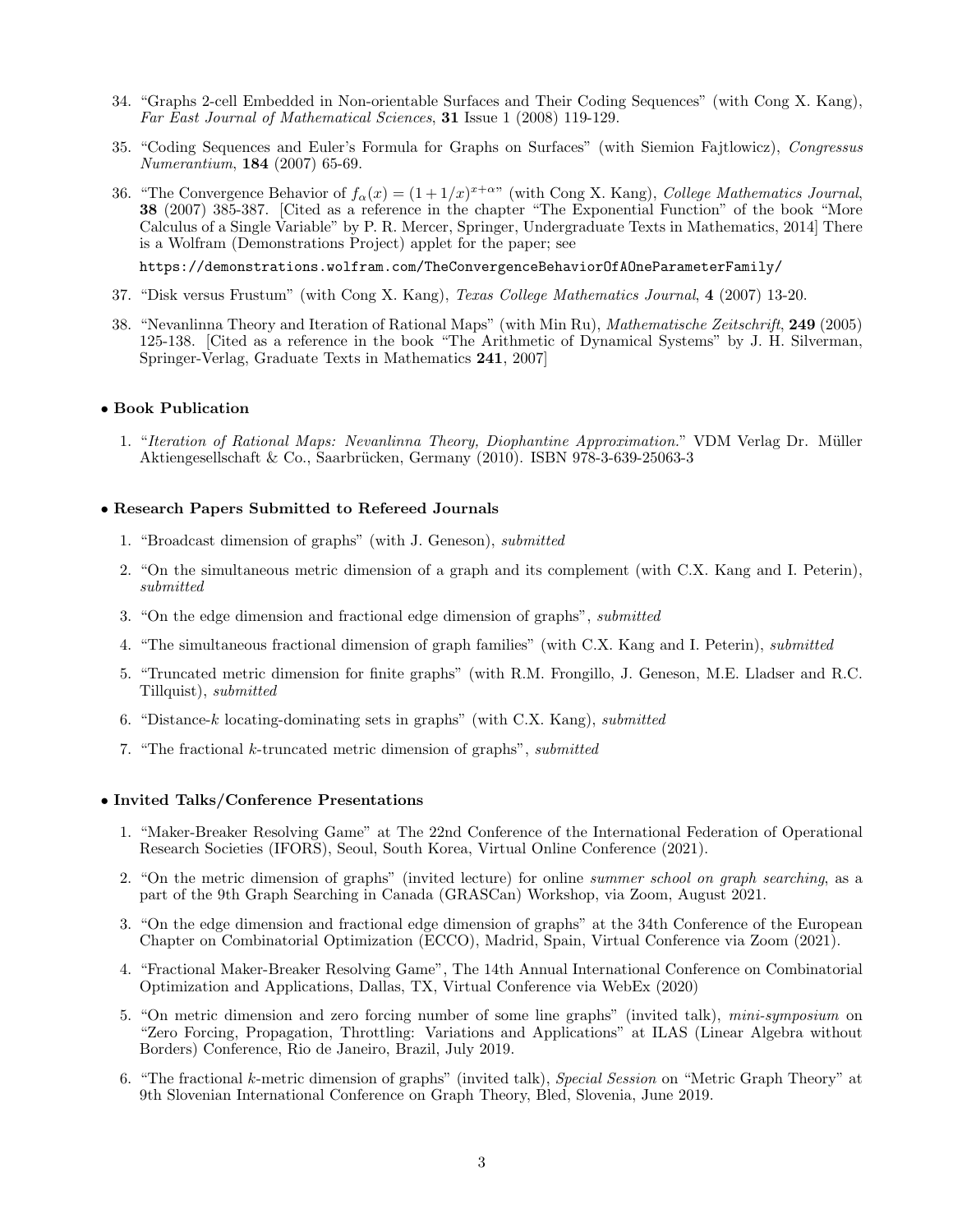34. "Graphs 2-cell Embedded in Non-orientable Surfaces and Their Coding Sequences" (with Cong X. Kang), *Far East Journal of Mathematical Sciences*, **31** Issue 1 (2008) 119-129.

35. "Coding Sequences and Euler's Formula for Graphs on Surfaces" (with Siemion Fajtlowicz), *Congressus Numerantium*, **184** (2007) 65-69.

36. "The Convergence Behavior of $f_\alpha(x) = (1 + 1/x)^{x+\alpha}$" (with Cong X. Kang), *College Mathematics Journal*, **38** (2007) 385-387. [Cited as a reference in the chapter "The Exponential Function" of the book "More Calculus of a Single Variable" by P. R. Mercer, Springer, Undergraduate Texts in Mathematics, 2014] There is a Wolfram (Demonstrations Project) applet for the paper; see

    `https://demonstrations.wolfram.com/TheConvergenceBehaviorOfAOneParameterFamily/`

37. "Disk versus Frustum" (with Cong X. Kang), *Texas College Mathematics Journal*, **4** (2007) 13-20.

38. "Nevanlinna Theory and Iteration of Rational Maps" (with Min Ru), *Mathematische Zeitschrift*, **249** (2005) 125-138. [Cited as a reference in the book "The Arithmetic of Dynamical Systems" by J. H. Silverman, Springer-Verlag, Graduate Texts in Mathematics **241**, 2007]

## • Book Publication

1. "*Iteration of Rational Maps: Nevanlinna Theory, Diophantine Approximation.*" VDM Verlag Dr. Müller Aktiengesellschaft & Co., Saarbrücken, Germany (2010). ISBN 978-3-639-25063-3

## • Research Papers Submitted to Refereed Journals

1. "Broadcast dimension of graphs" (with J. Geneson), *submitted*
2. "On the simultaneous metric dimension of a graph and its complement (with C.X. Kang and I. Peterin), *submitted*
3. "On the edge dimension and fractional edge dimension of graphs", *submitted*
4. "The simultaneous fractional dimension of graph families" (with C.X. Kang and I. Peterin), *submitted*
5. "Truncated metric dimension for finite graphs" (with R.M. Frongillo, J. Geneson, M.E. Lladser and R.C. Tillquist), *submitted*
6. "Distance-$k$ locating-dominating sets in graphs" (with C.X. Kang), *submitted*
7. "The fractional $k$-truncated metric dimension of graphs", *submitted*

## • Invited Talks/Conference Presentations

1. "Maker-Breaker Resolving Game" at The 22nd Conference of the International Federation of Operational Research Societies (IFORS), Seoul, South Korea, Virtual Online Conference (2021).
2. "On the metric dimension of graphs" (invited lecture) for online *summer school on graph searching*, as a part of the 9th Graph Searching in Canada (GRASCan) Workshop, via Zoom, August 2021.
3. "On the edge dimension and fractional edge dimension of graphs" at the 34th Conference of the European Chapter on Combinatorial Optimization (ECCO), Madrid, Spain, Virtual Conference via Zoom (2021).
4. "Fractional Maker-Breaker Resolving Game", The 14th Annual International Conference on Combinatorial Optimization and Applications, Dallas, TX, Virtual Conference via WebEx (2020)
5. "On metric dimension and zero forcing number of some line graphs" (invited talk), *mini-symposium* on "Zero Forcing, Propagation, Throttling: Variations and Applications" at ILAS (Linear Algebra without Borders) Conference, Rio de Janeiro, Brazil, July 2019.
6. "The fractional $k$-metric dimension of graphs" (invited talk), *Special Session* on "Metric Graph Theory" at 9th Slovenian International Conference on Graph Theory, Bled, Slovenia, June 2019.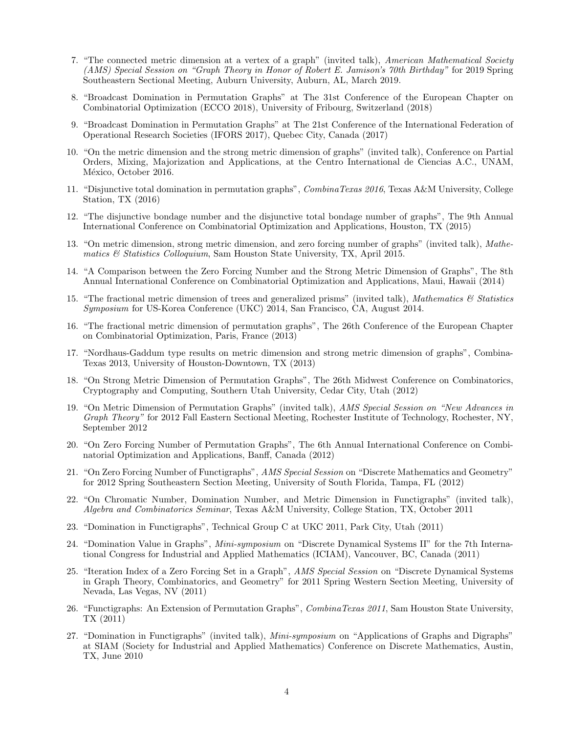7. "The connected metric dimension at a vertex of a graph" (invited talk), *American Mathematical Society (AMS) Special Session on "Graph Theory in Honor of Robert E. Jamison's 70th Birthday"* for 2019 Spring Southeastern Sectional Meeting, Auburn University, Auburn, AL, March 2019.

8. "Broadcast Domination in Permutation Graphs" at The 31st Conference of the European Chapter on Combinatorial Optimization (ECCO 2018), University of Fribourg, Switzerland (2018)

9. "Broadcast Domination in Permutation Graphs" at The 21st Conference of the International Federation of Operational Research Societies (IFORS 2017), Quebec City, Canada (2017)

10. "On the metric dimension and the strong metric dimension of graphs" (invited talk), Conference on Partial Orders, Mixing, Majorization and Applications, at the Centro International de Ciencias A.C., UNAM, México, October 2016.

11. "Disjunctive total domination in permutation graphs", *CombinaTexas 2016*, Texas A&M University, College Station, TX (2016)

12. "The disjunctive bondage number and the disjunctive total bondage number of graphs", The 9th Annual International Conference on Combinatorial Optimization and Applications, Houston, TX (2015)

13. "On metric dimension, strong metric dimension, and zero forcing number of graphs" (invited talk), *Mathematics & Statistics Colloquium*, Sam Houston State University, TX, April 2015.

14. "A Comparison between the Zero Forcing Number and the Strong Metric Dimension of Graphs", The 8th Annual International Conference on Combinatorial Optimization and Applications, Maui, Hawaii (2014)

15. "The fractional metric dimension of trees and generalized prisms" (invited talk), *Mathematics & Statistics Symposium* for US-Korea Conference (UKC) 2014, San Francisco, CA, August 2014.

16. "The fractional metric dimension of permutation graphs", The 26th Conference of the European Chapter on Combinatorial Optimization, Paris, France (2013)

17. "Nordhaus-Gaddum type results on metric dimension and strong metric dimension of graphs", Combina-Texas 2013, University of Houston-Downtown, TX (2013)

18. "On Strong Metric Dimension of Permutation Graphs", The 26th Midwest Conference on Combinatorics, Cryptography and Computing, Southern Utah University, Cedar City, Utah (2012)

19. "On Metric Dimension of Permutation Graphs" (invited talk), *AMS Special Session on "New Advances in Graph Theory"* for 2012 Fall Eastern Sectional Meeting, Rochester Institute of Technology, Rochester, NY, September 2012

20. "On Zero Forcing Number of Permutation Graphs", The 6th Annual International Conference on Combinatorial Optimization and Applications, Banff, Canada (2012)

21. "On Zero Forcing Number of Functigraphs", *AMS Special Session* on "Discrete Mathematics and Geometry" for 2012 Spring Southeastern Section Meeting, University of South Florida, Tampa, FL (2012)

22. "On Chromatic Number, Domination Number, and Metric Dimension in Functigraphs" (invited talk), *Algebra and Combinatorics Seminar*, Texas A&M University, College Station, TX, October 2011

23. "Domination in Functigraphs", Technical Group C at UKC 2011, Park City, Utah (2011)

24. "Domination Value in Graphs", *Mini-symposium* on "Discrete Dynamical Systems II" for the 7th International Congress for Industrial and Applied Mathematics (ICIAM), Vancouver, BC, Canada (2011)

25. "Iteration Index of a Zero Forcing Set in a Graph", *AMS Special Session* on "Discrete Dynamical Systems in Graph Theory, Combinatorics, and Geometry" for 2011 Spring Western Section Meeting, University of Nevada, Las Vegas, NV (2011)

26. "Functigraphs: An Extension of Permutation Graphs", *CombinaTexas 2011*, Sam Houston State University, TX (2011)

27. "Domination in Functigraphs" (invited talk), *Mini-symposium* on "Applications of Graphs and Digraphs" at SIAM (Society for Industrial and Applied Mathematics) Conference on Discrete Mathematics, Austin, TX, June 2010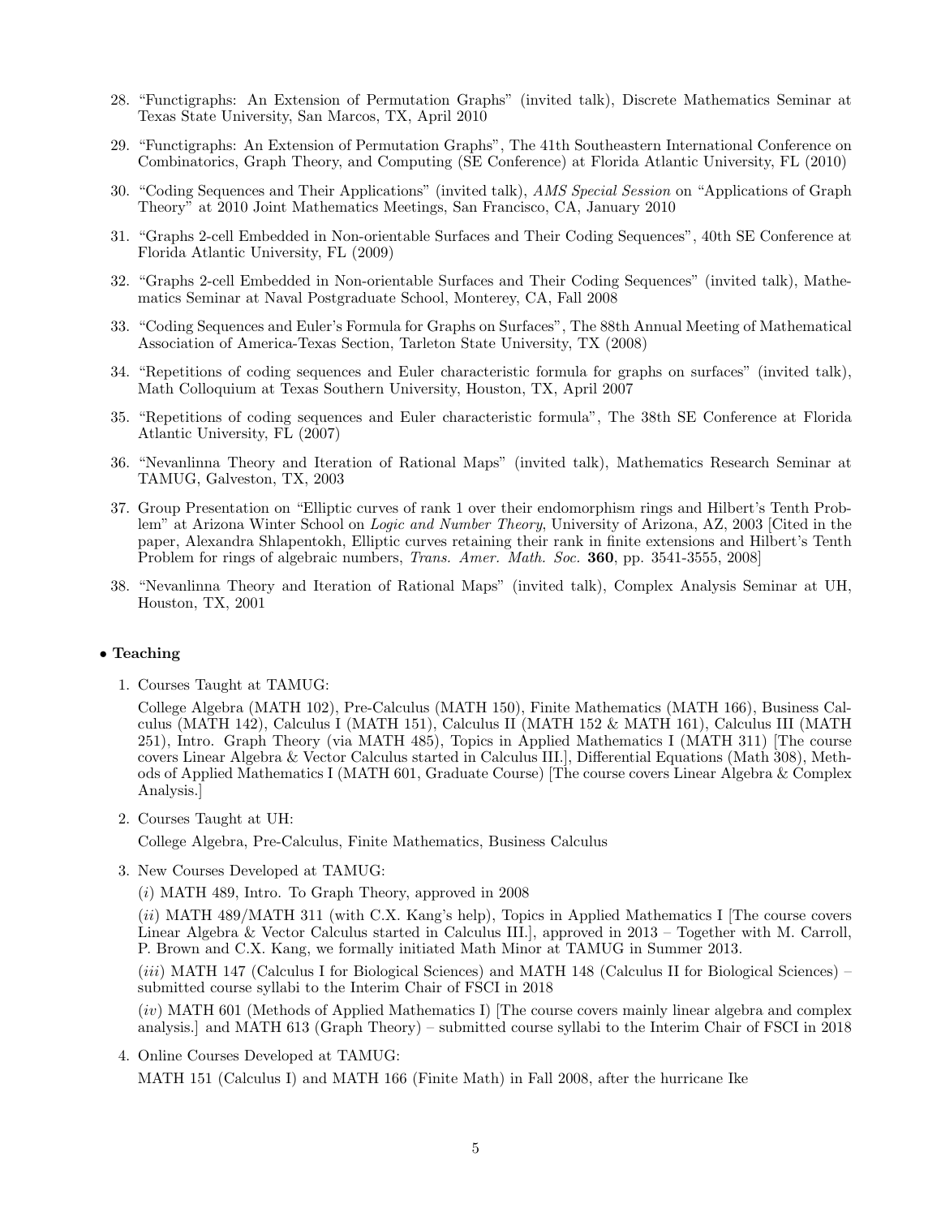28. "Functigraphs: An Extension of Permutation Graphs" (invited talk), Discrete Mathematics Seminar at Texas State University, San Marcos, TX, April 2010

29. "Functigraphs: An Extension of Permutation Graphs", The 41th Southeastern International Conference on Combinatorics, Graph Theory, and Computing (SE Conference) at Florida Atlantic University, FL (2010)

30. "Coding Sequences and Their Applications" (invited talk), *AMS Special Session* on "Applications of Graph Theory" at 2010 Joint Mathematics Meetings, San Francisco, CA, January 2010

31. "Graphs 2-cell Embedded in Non-orientable Surfaces and Their Coding Sequences", 40th SE Conference at Florida Atlantic University, FL (2009)

32. "Graphs 2-cell Embedded in Non-orientable Surfaces and Their Coding Sequences" (invited talk), Mathematics Seminar at Naval Postgraduate School, Monterey, CA, Fall 2008

33. "Coding Sequences and Euler's Formula for Graphs on Surfaces", The 88th Annual Meeting of Mathematical Association of America-Texas Section, Tarleton State University, TX (2008)

34. "Repetitions of coding sequences and Euler characteristic formula for graphs on surfaces" (invited talk), Math Colloquium at Texas Southern University, Houston, TX, April 2007

35. "Repetitions of coding sequences and Euler characteristic formula", The 38th SE Conference at Florida Atlantic University, FL (2007)

36. "Nevanlinna Theory and Iteration of Rational Maps" (invited talk), Mathematics Research Seminar at TAMUG, Galveston, TX, 2003

37. Group Presentation on "Elliptic curves of rank 1 over their endomorphism rings and Hilbert's Tenth Problem" at Arizona Winter School on *Logic and Number Theory*, University of Arizona, AZ, 2003 [Cited in the paper, Alexandra Shlapentokh, Elliptic curves retaining their rank in finite extensions and Hilbert's Tenth Problem for rings of algebraic numbers, *Trans. Amer. Math. Soc.* **360**, pp. 3541-3555, 2008]

38. "Nevanlinna Theory and Iteration of Rational Maps" (invited talk), Complex Analysis Seminar at UH, Houston, TX, 2001

- **Teaching**

1. Courses Taught at TAMUG:

   College Algebra (MATH 102), Pre-Calculus (MATH 150), Finite Mathematics (MATH 166), Business Calculus (MATH 142), Calculus I (MATH 151), Calculus II (MATH 152 & MATH 161), Calculus III (MATH 251), Intro. Graph Theory (via MATH 485), Topics in Applied Mathematics I (MATH 311) [The course covers Linear Algebra & Vector Calculus started in Calculus III.], Differential Equations (Math 308), Methods of Applied Mathematics I (MATH 601, Graduate Course) [The course covers Linear Algebra & Complex Analysis.]

2. Courses Taught at UH:

   College Algebra, Pre-Calculus, Finite Mathematics, Business Calculus

3. New Courses Developed at TAMUG:

   (*i*) MATH 489, Intro. To Graph Theory, approved in 2008

   (*ii*) MATH 489/MATH 311 (with C.X. Kang's help), Topics in Applied Mathematics I [The course covers Linear Algebra & Vector Calculus started in Calculus III.], approved in 2013 – Together with M. Carroll, P. Brown and C.X. Kang, we formally initiated Math Minor at TAMUG in Summer 2013.

   (*iii*) MATH 147 (Calculus I for Biological Sciences) and MATH 148 (Calculus II for Biological Sciences) – submitted course syllabi to the Interim Chair of FSCI in 2018

   (*iv*) MATH 601 (Methods of Applied Mathematics I) [The course covers mainly linear algebra and complex analysis.] and MATH 613 (Graph Theory) – submitted course syllabi to the Interim Chair of FSCI in 2018

4. Online Courses Developed at TAMUG:

   MATH 151 (Calculus I) and MATH 166 (Finite Math) in Fall 2008, after the hurricane Ike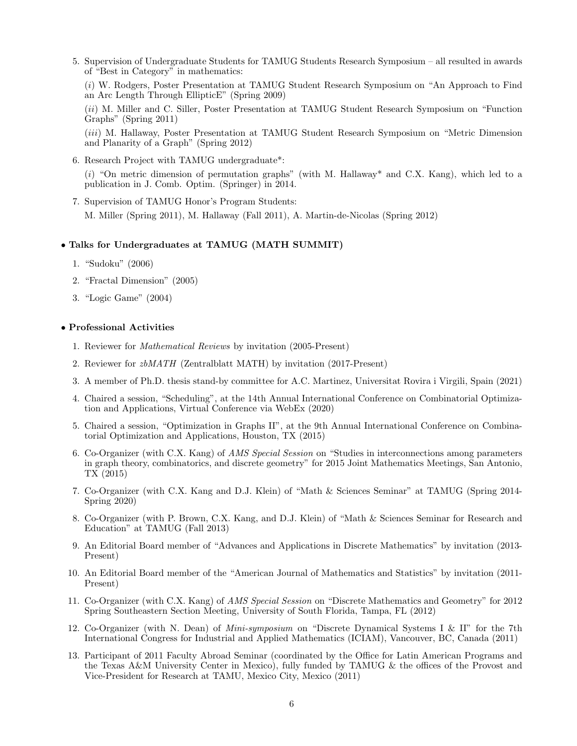5. Supervision of Undergraduate Students for TAMUG Students Research Symposium – all resulted in awards of "Best in Category" in mathematics:

   (*i*) W. Rodgers, Poster Presentation at TAMUG Student Research Symposium on "An Approach to Find an Arc Length Through EllipticE" (Spring 2009)

   (*ii*) M. Miller and C. Siller, Poster Presentation at TAMUG Student Research Symposium on "Function Graphs" (Spring 2011)

   (*iii*) M. Hallaway, Poster Presentation at TAMUG Student Research Symposium on "Metric Dimension and Planarity of a Graph" (Spring 2012)

6. Research Project with TAMUG undergraduate*:

   (*i*) "On metric dimension of permutation graphs" (with M. Hallaway* and C.X. Kang), which led to a publication in J. Comb. Optim. (Springer) in 2014.

7. Supervision of TAMUG Honor's Program Students:

   M. Miller (Spring 2011), M. Hallaway (Fall 2011), A. Martin-de-Nicolas (Spring 2012)

- **Talks for Undergraduates at TAMUG (MATH SUMMIT)**

1. "Sudoku" (2006)
2. "Fractal Dimension" (2005)
3. "Logic Game" (2004)

- **Professional Activities**

1. Reviewer for *Mathematical Reviews* by invitation (2005-Present)
2. Reviewer for *zbMATH* (Zentralblatt MATH) by invitation (2017-Present)
3. A member of Ph.D. thesis stand-by committee for A.C. Martinez, Universitat Rovira i Virgili, Spain (2021)
4. Chaired a session, "Scheduling", at the 14th Annual International Conference on Combinatorial Optimization and Applications, Virtual Conference via WebEx (2020)
5. Chaired a session, "Optimization in Graphs II", at the 9th Annual International Conference on Combinatorial Optimization and Applications, Houston, TX (2015)
6. Co-Organizer (with C.X. Kang) of *AMS Special Session* on "Studies in interconnections among parameters in graph theory, combinatorics, and discrete geometry" for 2015 Joint Mathematics Meetings, San Antonio, TX (2015)
7. Co-Organizer (with C.X. Kang and D.J. Klein) of "Math & Sciences Seminar" at TAMUG (Spring 2014-Spring 2020)
8. Co-Organizer (with P. Brown, C.X. Kang, and D.J. Klein) of "Math & Sciences Seminar for Research and Education" at TAMUG (Fall 2013)
9. An Editorial Board member of "Advances and Applications in Discrete Mathematics" by invitation (2013-Present)
10. An Editorial Board member of the "American Journal of Mathematics and Statistics" by invitation (2011-Present)
11. Co-Organizer (with C.X. Kang) of *AMS Special Session* on "Discrete Mathematics and Geometry" for 2012 Spring Southeastern Section Meeting, University of South Florida, Tampa, FL (2012)
12. Co-Organizer (with N. Dean) of *Mini-symposium* on "Discrete Dynamical Systems I & II" for the 7th International Congress for Industrial and Applied Mathematics (ICIAM), Vancouver, BC, Canada (2011)
13. Participant of 2011 Faculty Abroad Seminar (coordinated by the Office for Latin American Programs and the Texas A&M University Center in Mexico), fully funded by TAMUG & the offices of the Provost and Vice-President for Research at TAMU, Mexico City, Mexico (2011)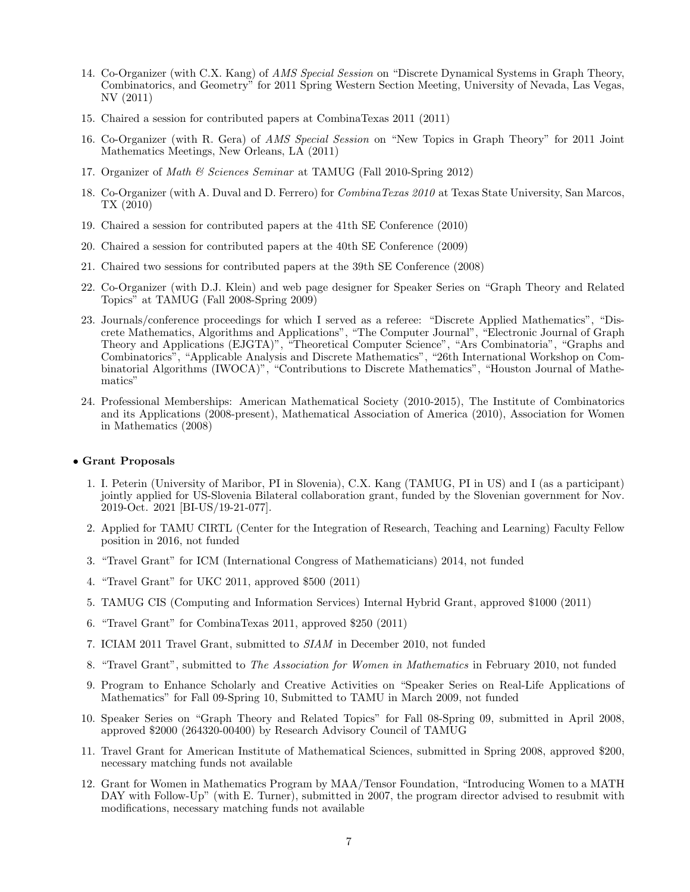14. Co-Organizer (with C.X. Kang) of *AMS Special Session* on "Discrete Dynamical Systems in Graph Theory, Combinatorics, and Geometry" for 2011 Spring Western Section Meeting, University of Nevada, Las Vegas, NV (2011)

15. Chaired a session for contributed papers at CombinaTexas 2011 (2011)

16. Co-Organizer (with R. Gera) of *AMS Special Session* on "New Topics in Graph Theory" for 2011 Joint Mathematics Meetings, New Orleans, LA (2011)

17. Organizer of *Math & Sciences Seminar* at TAMUG (Fall 2010-Spring 2012)

18. Co-Organizer (with A. Duval and D. Ferrero) for *CombinaTexas 2010* at Texas State University, San Marcos, TX (2010)

19. Chaired a session for contributed papers at the 41th SE Conference (2010)

20. Chaired a session for contributed papers at the 40th SE Conference (2009)

21. Chaired two sessions for contributed papers at the 39th SE Conference (2008)

22. Co-Organizer (with D.J. Klein) and web page designer for Speaker Series on "Graph Theory and Related Topics" at TAMUG (Fall 2008-Spring 2009)

23. Journals/conference proceedings for which I served as a referee: "Discrete Applied Mathematics", "Discrete Mathematics, Algorithms and Applications", "The Computer Journal", "Electronic Journal of Graph Theory and Applications (EJGTA)", "Theoretical Computer Science", "Ars Combinatoria", "Graphs and Combinatorics", "Applicable Analysis and Discrete Mathematics", "26th International Workshop on Combinatorial Algorithms (IWOCA)", "Contributions to Discrete Mathematics", "Houston Journal of Mathematics"

24. Professional Memberships: American Mathematical Society (2010-2015), The Institute of Combinatorics and its Applications (2008-present), Mathematical Association of America (2010), Association for Women in Mathematics (2008)

- **Grant Proposals**

1. I. Peterin (University of Maribor, PI in Slovenia), C.X. Kang (TAMUG, PI in US) and I (as a participant) jointly applied for US-Slovenia Bilateral collaboration grant, funded by the Slovenian government for Nov. 2019-Oct. 2021 [BI-US/19-21-077].

2. Applied for TAMU CIRTL (Center for the Integration of Research, Teaching and Learning) Faculty Fellow position in 2016, not funded

3. "Travel Grant" for ICM (International Congress of Mathematicians) 2014, not funded

4. "Travel Grant" for UKC 2011, approved $500 (2011)

5. TAMUG CIS (Computing and Information Services) Internal Hybrid Grant, approved $1000 (2011)

6. "Travel Grant" for CombinaTexas 2011, approved $250 (2011)

7. ICIAM 2011 Travel Grant, submitted to *SIAM* in December 2010, not funded

8. "Travel Grant", submitted to *The Association for Women in Mathematics* in February 2010, not funded

9. Program to Enhance Scholarly and Creative Activities on "Speaker Series on Real-Life Applications of Mathematics" for Fall 09-Spring 10, Submitted to TAMU in March 2009, not funded

10. Speaker Series on "Graph Theory and Related Topics" for Fall 08-Spring 09, submitted in April 2008, approved $2000 (264320-00400) by Research Advisory Council of TAMUG

11. Travel Grant for American Institute of Mathematical Sciences, submitted in Spring 2008, approved $200, necessary matching funds not available

12. Grant for Women in Mathematics Program by MAA/Tensor Foundation, "Introducing Women to a MATH DAY with Follow-Up" (with E. Turner), submitted in 2007, the program director advised to resubmit with modifications, necessary matching funds not available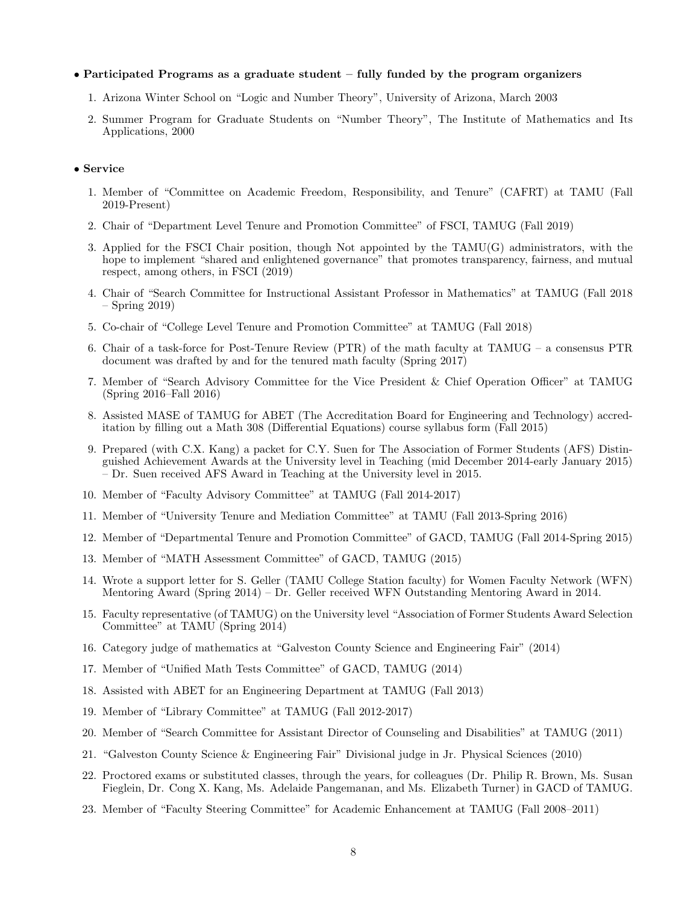- **Participated Programs as a graduate student – fully funded by the program organizers**

  1. Arizona Winter School on "Logic and Number Theory", University of Arizona, March 2003
  2. Summer Program for Graduate Students on "Number Theory", The Institute of Mathematics and Its Applications, 2000

- **Service**

  1. Member of "Committee on Academic Freedom, Responsibility, and Tenure" (CAFRT) at TAMU (Fall 2019-Present)
  2. Chair of "Department Level Tenure and Promotion Committee" of FSCI, TAMUG (Fall 2019)
  3. Applied for the FSCI Chair position, though Not appointed by the TAMU(G) administrators, with the hope to implement "shared and enlightened governance" that promotes transparency, fairness, and mutual respect, among others, in FSCI (2019)
  4. Chair of "Search Committee for Instructional Assistant Professor in Mathematics" at TAMUG (Fall 2018 – Spring 2019)
  5. Co-chair of "College Level Tenure and Promotion Committee" at TAMUG (Fall 2018)
  6. Chair of a task-force for Post-Tenure Review (PTR) of the math faculty at TAMUG – a consensus PTR document was drafted by and for the tenured math faculty (Spring 2017)
  7. Member of "Search Advisory Committee for the Vice President & Chief Operation Officer" at TAMUG (Spring 2016–Fall 2016)
  8. Assisted MASE of TAMUG for ABET (The Accreditation Board for Engineering and Technology) accreditation by filling out a Math 308 (Differential Equations) course syllabus form (Fall 2015)
  9. Prepared (with C.X. Kang) a packet for C.Y. Suen for The Association of Former Students (AFS) Distinguished Achievement Awards at the University level in Teaching (mid December 2014-early January 2015) – Dr. Suen received AFS Award in Teaching at the University level in 2015.
  10. Member of "Faculty Advisory Committee" at TAMUG (Fall 2014-2017)
  11. Member of "University Tenure and Mediation Committee" at TAMU (Fall 2013-Spring 2016)
  12. Member of "Departmental Tenure and Promotion Committee" of GACD, TAMUG (Fall 2014-Spring 2015)
  13. Member of "MATH Assessment Committee" of GACD, TAMUG (2015)
  14. Wrote a support letter for S. Geller (TAMU College Station faculty) for Women Faculty Network (WFN) Mentoring Award (Spring 2014) – Dr. Geller received WFN Outstanding Mentoring Award in 2014.
  15. Faculty representative (of TAMUG) on the University level "Association of Former Students Award Selection Committee" at TAMU (Spring 2014)
  16. Category judge of mathematics at "Galveston County Science and Engineering Fair" (2014)
  17. Member of "Unified Math Tests Committee" of GACD, TAMUG (2014)
  18. Assisted with ABET for an Engineering Department at TAMUG (Fall 2013)
  19. Member of "Library Committee" at TAMUG (Fall 2012-2017)
  20. Member of "Search Committee for Assistant Director of Counseling and Disabilities" at TAMUG (2011)
  21. "Galveston County Science & Engineering Fair" Divisional judge in Jr. Physical Sciences (2010)
  22. Proctored exams or substituted classes, through the years, for colleagues (Dr. Philip R. Brown, Ms. Susan Fieglein, Dr. Cong X. Kang, Ms. Adelaide Pangemanan, and Ms. Elizabeth Turner) in GACD of TAMUG.
  23. Member of "Faculty Steering Committee" for Academic Enhancement at TAMUG (Fall 2008–2011)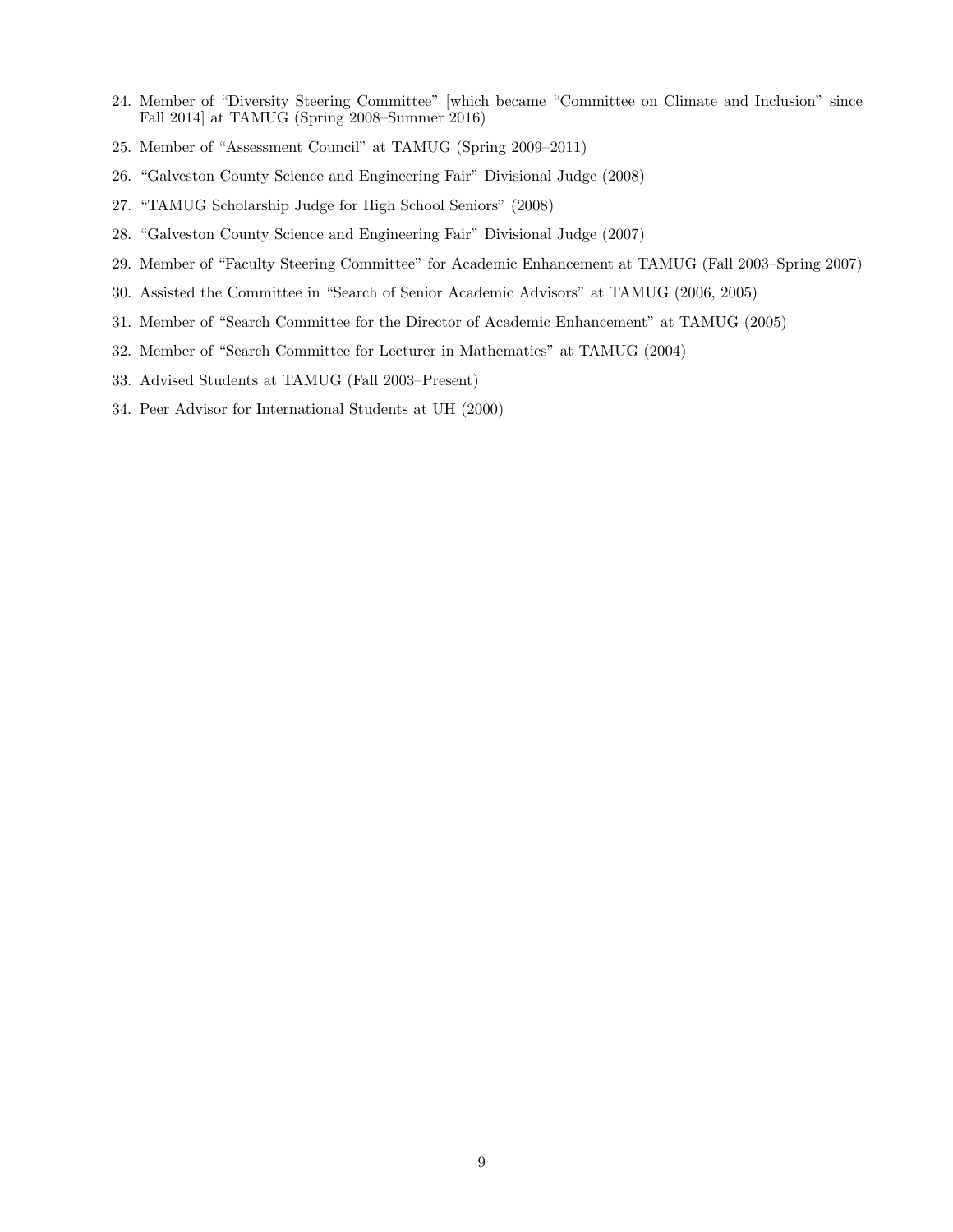24. Member of "Diversity Steering Committee" [which became "Committee on Climate and Inclusion" since Fall 2014] at TAMUG (Spring 2008–Summer 2016)
25. Member of "Assessment Council" at TAMUG (Spring 2009–2011)
26. "Galveston County Science and Engineering Fair" Divisional Judge (2008)
27. "TAMUG Scholarship Judge for High School Seniors" (2008)
28. "Galveston County Science and Engineering Fair" Divisional Judge (2007)
29. Member of "Faculty Steering Committee" for Academic Enhancement at TAMUG (Fall 2003–Spring 2007)
30. Assisted the Committee in "Search of Senior Academic Advisors" at TAMUG (2006, 2005)
31. Member of "Search Committee for the Director of Academic Enhancement" at TAMUG (2005)
32. Member of "Search Committee for Lecturer in Mathematics" at TAMUG (2004)
33. Advised Students at TAMUG (Fall 2003–Present)
34. Peer Advisor for International Students at UH (2000)